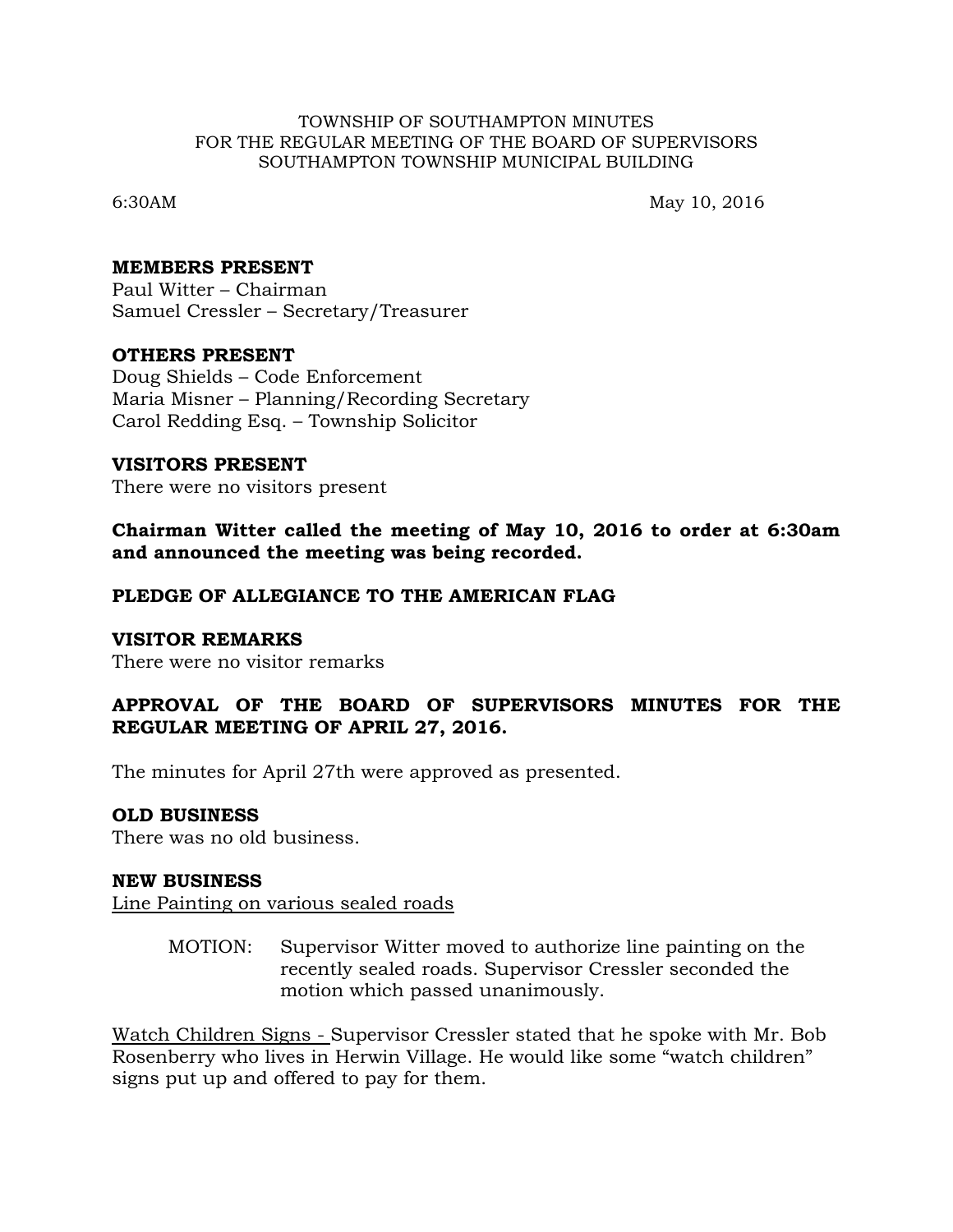TOWNSHIP OF SOUTHAMPTON MINUTES
FOR THE REGULAR MEETING OF THE BOARD OF SUPERVISORS
SOUTHAMPTON TOWNSHIP MUNICIPAL BUILDING

6:30AM May 10, 2016

**MEMBERS PRESENT**
Paul Witter – Chairman
Samuel Cressler – Secretary/Treasurer

**OTHERS PRESENT**
Doug Shields – Code Enforcement
Maria Misner – Planning/Recording Secretary
Carol Redding Esq. – Township Solicitor

**VISITORS PRESENT**
There were no visitors present

**Chairman Witter called the meeting of May 10, 2016 to order at 6:30am and announced the meeting was being recorded.**

**PLEDGE OF ALLEGIANCE TO THE AMERICAN FLAG**

**VISITOR REMARKS**
There were no visitor remarks

**APPROVAL OF THE BOARD OF SUPERVISORS MINUTES FOR THE REGULAR MEETING OF APRIL 27, 2016.**

The minutes for April 27th were approved as presented.

**OLD BUSINESS**
There was no old business.

**NEW BUSINESS**
Line Painting on various sealed roads

> MOTION: Supervisor Witter moved to authorize line painting on the recently sealed roads. Supervisor Cressler seconded the motion which passed unanimously.

Watch Children Signs - Supervisor Cressler stated that he spoke with Mr. Bob Rosenberry who lives in Herwin Village. He would like some "watch children" signs put up and offered to pay for them.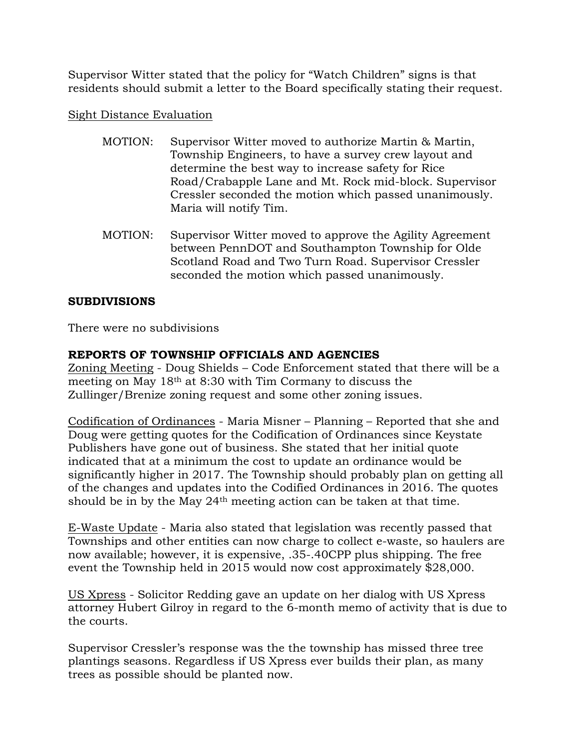Supervisor Witter stated that the policy for "Watch Children" signs is that residents should submit a letter to the Board specifically stating their request.

Sight Distance Evaluation

MOTION: Supervisor Witter moved to authorize Martin & Martin, Township Engineers, to have a survey crew layout and determine the best way to increase safety for Rice Road/Crabapple Lane and Mt. Rock mid-block. Supervisor Cressler seconded the motion which passed unanimously. Maria will notify Tim.

MOTION: Supervisor Witter moved to approve the Agility Agreement between PennDOT and Southampton Township for Olde Scotland Road and Two Turn Road. Supervisor Cressler seconded the motion which passed unanimously.

**SUBDIVISIONS**

There were no subdivisions

**REPORTS OF TOWNSHIP OFFICIALS AND AGENCIES**

Zoning Meeting - Doug Shields – Code Enforcement stated that there will be a meeting on May 18th at 8:30 with Tim Cormany to discuss the Zullinger/Brenize zoning request and some other zoning issues.

Codification of Ordinances - Maria Misner – Planning – Reported that she and Doug were getting quotes for the Codification of Ordinances since Keystate Publishers have gone out of business. She stated that her initial quote indicated that at a minimum the cost to update an ordinance would be significantly higher in 2017. The Township should probably plan on getting all of the changes and updates into the Codified Ordinances in 2016. The quotes should be in by the May 24th meeting action can be taken at that time.

E-Waste Update - Maria also stated that legislation was recently passed that Townships and other entities can now charge to collect e-waste, so haulers are now available; however, it is expensive, .35-.40CPP plus shipping. The free event the Township held in 2015 would now cost approximately $28,000.

US Xpress - Solicitor Redding gave an update on her dialog with US Xpress attorney Hubert Gilroy in regard to the 6-month memo of activity that is due to the courts.

Supervisor Cressler's response was the the township has missed three tree plantings seasons. Regardless if US Xpress ever builds their plan, as many trees as possible should be planted now.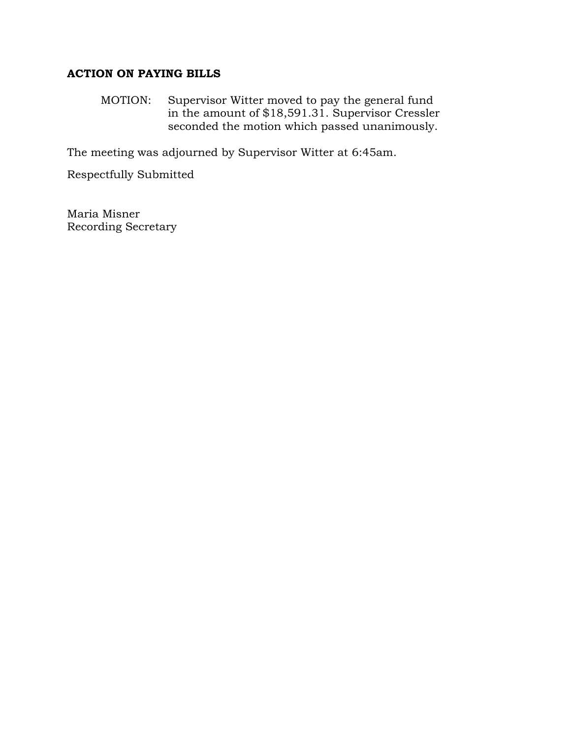**ACTION ON PAYING BILLS**

MOTION: Supervisor Witter moved to pay the general fund in the amount of $18,591.31. Supervisor Cressler seconded the motion which passed unanimously.

The meeting was adjourned by Supervisor Witter at 6:45am.

Respectfully Submitted

Maria Misner
Recording Secretary